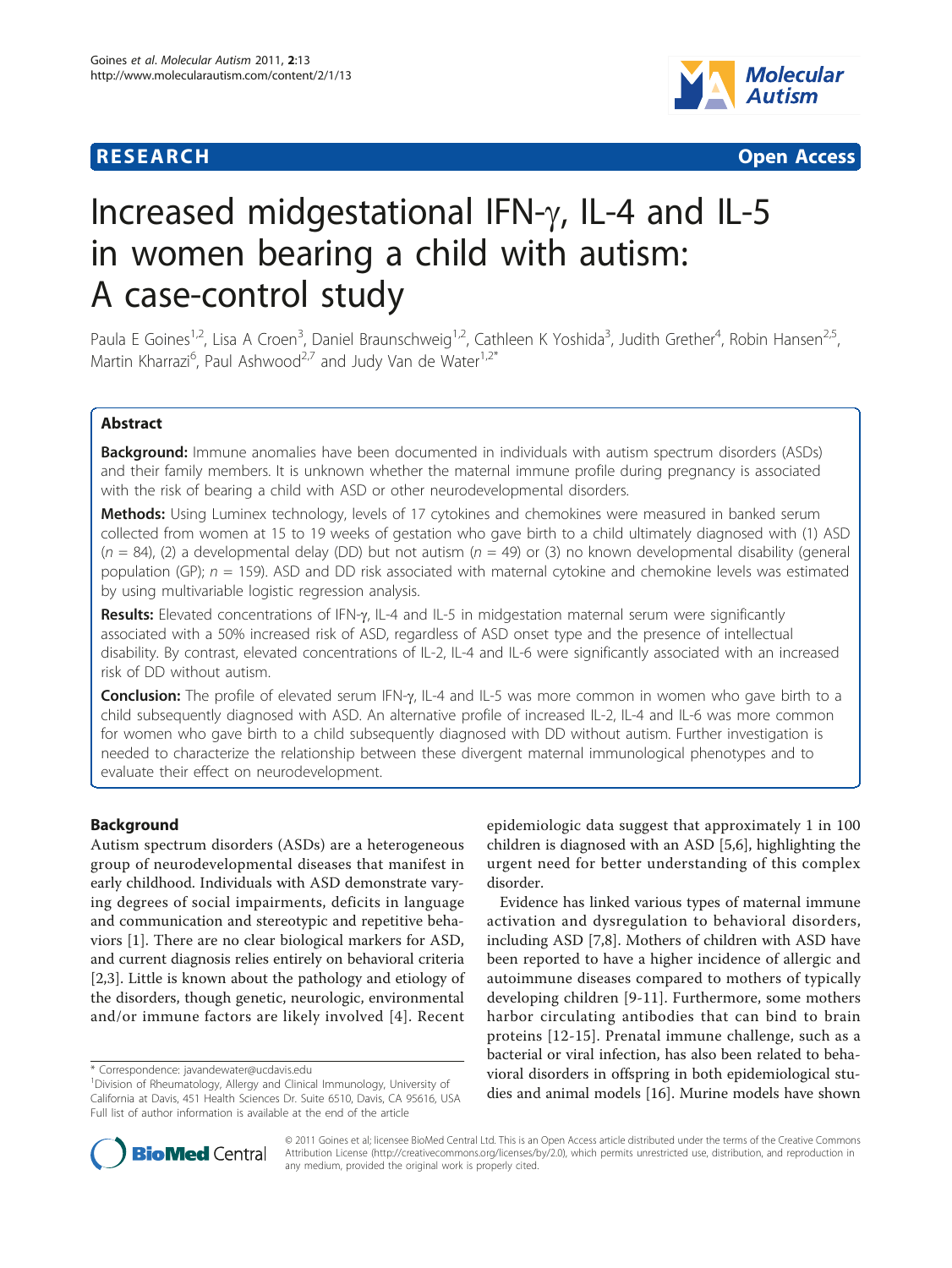RESEARCH Open Access

# Increased midgestational IFN-γ, IL-4 and IL-5 in women bearing a child with autism: A case-control study

Paula E Goines[1,2], Lisa A Croen[3], Daniel Braunschweig[1,2], Cathleen K Yoshida[3], Judith Grether[4], Robin Hansen[2,5], Martin Kharrazi[6], Paul Ashwood[2,7] and Judy Van de Water[1,2*]

## Abstract

**Background:** Immune anomalies have been documented in individuals with autism spectrum disorders (ASDs) and their family members. It is unknown whether the maternal immune profile during pregnancy is associated with the risk of bearing a child with ASD or other neurodevelopmental disorders.

**Methods:** Using Luminex technology, levels of 17 cytokines and chemokines were measured in banked serum collected from women at 15 to 19 weeks of gestation who gave birth to a child ultimately diagnosed with (1) ASD ($n$ = 84), (2) a developmental delay (DD) but not autism ($n$ = 49) or (3) no known developmental disability (general population (GP); $n$ = 159). ASD and DD risk associated with maternal cytokine and chemokine levels was estimated by using multivariable logistic regression analysis.

**Results:** Elevated concentrations of IFN-γ, IL-4 and IL-5 in midgestation maternal serum were significantly associated with a 50% increased risk of ASD, regardless of ASD onset type and the presence of intellectual disability. By contrast, elevated concentrations of IL-2, IL-4 and IL-6 were significantly associated with an increased risk of DD without autism.

**Conclusion:** The profile of elevated serum IFN-γ, IL-4 and IL-5 was more common in women who gave birth to a child subsequently diagnosed with ASD. An alternative profile of increased IL-2, IL-4 and IL-6 was more common for women who gave birth to a child subsequently diagnosed with DD without autism. Further investigation is needed to characterize the relationship between these divergent maternal immunological phenotypes and to evaluate their effect on neurodevelopment.

## Background

Autism spectrum disorders (ASDs) are a heterogeneous group of neurodevelopmental diseases that manifest in early childhood. Individuals with ASD demonstrate varying degrees of social impairments, deficits in language and communication and stereotypic and repetitive behaviors [1]. There are no clear biological markers for ASD, and current diagnosis relies entirely on behavioral criteria [2,3]. Little is known about the pathology and etiology of the disorders, though genetic, neurologic, environmental and/or immune factors are likely involved [4]. Recent epidemiologic data suggest that approximately 1 in 100 children is diagnosed with an ASD [5,6], highlighting the urgent need for better understanding of this complex disorder.

Evidence has linked various types of maternal immune activation and dysregulation to behavioral disorders, including ASD [7,8]. Mothers of children with ASD have been reported to have a higher incidence of allergic and autoimmune diseases compared to mothers of typically developing children [9-11]. Furthermore, some mothers harbor circulating antibodies that can bind to brain proteins [12-15]. Prenatal immune challenge, such as a bacterial or viral infection, has also been related to behavioral disorders in offspring in both epidemiological studies and animal models [16]. Murine models have shown

\* Correspondence: javandewater@ucdavis.edu
[1]Division of Rheumatology, Allergy and Clinical Immunology, University of California at Davis, 451 Health Sciences Dr. Suite 6510, Davis, CA 95616, USA
Full list of author information is available at the end of the article

© 2011 Goines et al; licensee BioMed Central Ltd. This is an Open Access article distributed under the terms of the Creative Commons Attribution License (http://creativecommons.org/licenses/by/2.0), which permits unrestricted use, distribution, and reproduction in any medium, provided the original work is properly cited.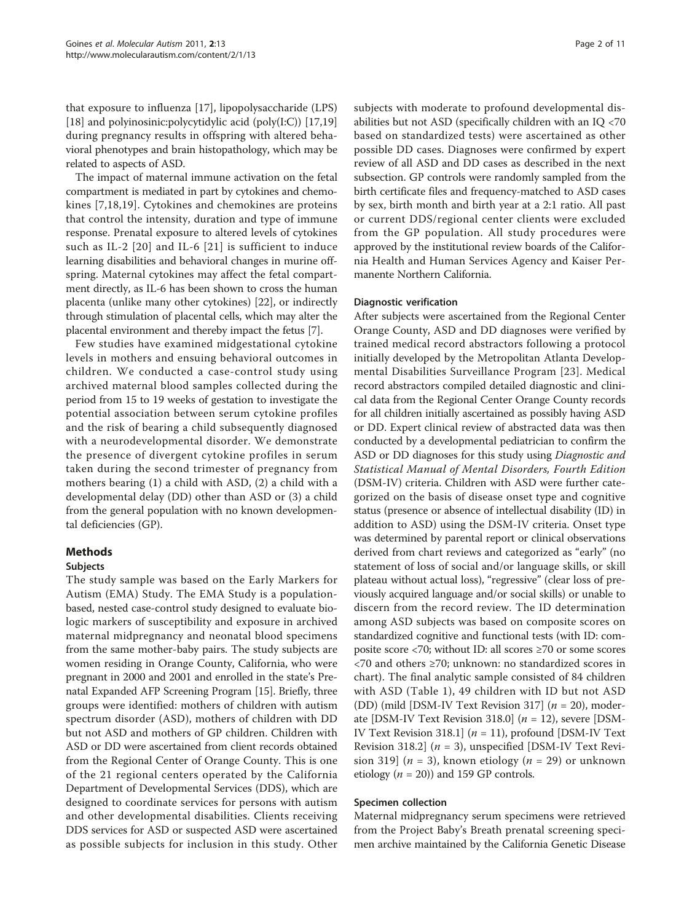that exposure to influenza [17], lipopolysaccharide (LPS) [18] and polyinosinic:polycytidylic acid (poly(I:C)) [17,19] during pregnancy results in offspring with altered behavioral phenotypes and brain histopathology, which may be related to aspects of ASD.

The impact of maternal immune activation on the fetal compartment is mediated in part by cytokines and chemokines [7,18,19]. Cytokines and chemokines are proteins that control the intensity, duration and type of immune response. Prenatal exposure to altered levels of cytokines such as IL-2 [20] and IL-6 [21] is sufficient to induce learning disabilities and behavioral changes in murine offspring. Maternal cytokines may affect the fetal compartment directly, as IL-6 has been shown to cross the human placenta (unlike many other cytokines) [22], or indirectly through stimulation of placental cells, which may alter the placental environment and thereby impact the fetus [7].

Few studies have examined midgestational cytokine levels in mothers and ensuing behavioral outcomes in children. We conducted a case-control study using archived maternal blood samples collected during the period from 15 to 19 weeks of gestation to investigate the potential association between serum cytokine profiles and the risk of bearing a child subsequently diagnosed with a neurodevelopmental disorder. We demonstrate the presence of divergent cytokine profiles in serum taken during the second trimester of pregnancy from mothers bearing (1) a child with ASD, (2) a child with a developmental delay (DD) other than ASD or (3) a child from the general population with no known developmental deficiencies (GP).

## Methods

### Subjects

The study sample was based on the Early Markers for Autism (EMA) Study. The EMA Study is a population-based, nested case-control study designed to evaluate biologic markers of susceptibility and exposure in archived maternal midpregnancy and neonatal blood specimens from the same mother-baby pairs. The study subjects are women residing in Orange County, California, who were pregnant in 2000 and 2001 and enrolled in the state's Prenatal Expanded AFP Screening Program [15]. Briefly, three groups were identified: mothers of children with autism spectrum disorder (ASD), mothers of children with DD but not ASD and mothers of GP children. Children with ASD or DD were ascertained from client records obtained from the Regional Center of Orange County. This is one of the 21 regional centers operated by the California Department of Developmental Services (DDS), which are designed to coordinate services for persons with autism and other developmental disabilities. Clients receiving DDS services for ASD or suspected ASD were ascertained as possible subjects for inclusion in this study. Other subjects with moderate to profound developmental disabilities but not ASD (specifically children with an IQ <70 based on standardized tests) were ascertained as other possible DD cases. Diagnoses were confirmed by expert review of all ASD and DD cases as described in the next subsection. GP controls were randomly sampled from the birth certificate files and frequency-matched to ASD cases by sex, birth month and birth year at a 2:1 ratio. All past or current DDS/regional center clients were excluded from the GP population. All study procedures were approved by the institutional review boards of the California Health and Human Services Agency and Kaiser Permanente Northern California.

### Diagnostic verification

After subjects were ascertained from the Regional Center Orange County, ASD and DD diagnoses were verified by trained medical record abstractors following a protocol initially developed by the Metropolitan Atlanta Developmental Disabilities Surveillance Program [23]. Medical record abstractors compiled detailed diagnostic and clinical data from the Regional Center Orange County records for all children initially ascertained as possibly having ASD or DD. Expert clinical review of abstracted data was then conducted by a developmental pediatrician to confirm the ASD or DD diagnoses for this study using *Diagnostic and Statistical Manual of Mental Disorders, Fourth Edition* (DSM-IV) criteria. Children with ASD were further categorized on the basis of disease onset type and cognitive status (presence or absence of intellectual disability (ID) in addition to ASD) using the DSM-IV criteria. Onset type was determined by parental report or clinical observations derived from chart reviews and categorized as "early" (no statement of loss of social and/or language skills, or skill plateau without actual loss), "regressive" (clear loss of previously acquired language and/or social skills) or unable to discern from the record review. The ID determination among ASD subjects was based on composite scores on standardized cognitive and functional tests (with ID: composite score <70; without ID: all scores ≥70 or some scores <70 and others ≥70; unknown: no standardized scores in chart). The final analytic sample consisted of 84 children with ASD (Table 1), 49 children with ID but not ASD (DD) (mild [DSM-IV Text Revision 317] ($n$ = 20), moderate [DSM-IV Text Revision 318.0] ($n$ = 12), severe [DSM-IV Text Revision 318.1] ($n$ = 11), profound [DSM-IV Text Revision 318.2] ($n$ = 3), unspecified [DSM-IV Text Revision 319] ($n$ = 3), known etiology ($n$ = 29) or unknown etiology ($n$ = 20)) and 159 GP controls.

### Specimen collection

Maternal midpregnancy serum specimens were retrieved from the Project Baby's Breath prenatal screening specimen archive maintained by the California Genetic Disease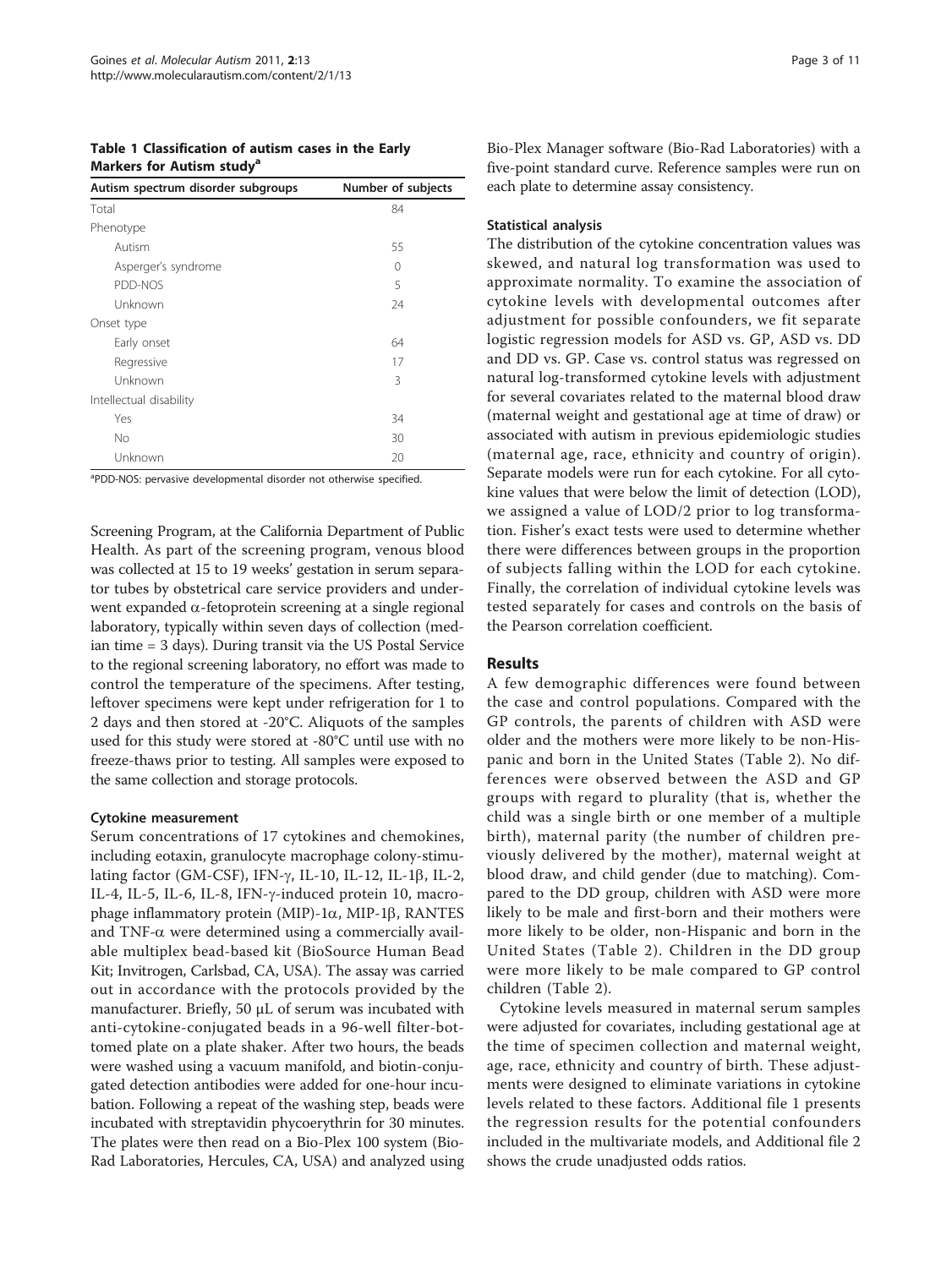**Table 1 Classification of autism cases in the Early Markers for Autism study[a]**

| Autism spectrum disorder subgroups | Number of subjects |
| --- | --- |
| Total | 84 |
| Phenotype | |
| Autism | 55 |
| Asperger's syndrome | 0 |
| PDD-NOS | 5 |
| Unknown | 24 |
| Onset type | |
| Early onset | 64 |
| Regressive | 17 |
| Unknown | 3 |
| Intellectual disability | |
| Yes | 34 |
| No | 30 |
| Unknown | 20 |

[a]PDD-NOS: pervasive developmental disorder not otherwise specified.

Screening Program, at the California Department of Public Health. As part of the screening program, venous blood was collected at 15 to 19 weeks' gestation in serum separator tubes by obstetrical care service providers and underwent expanded α-fetoprotein screening at a single regional laboratory, typically within seven days of collection (median time = 3 days). During transit via the US Postal Service to the regional screening laboratory, no effort was made to control the temperature of the specimens. After testing, leftover specimens were kept under refrigeration for 1 to 2 days and then stored at -20°C. Aliquots of the samples used for this study were stored at -80°C until use with no freeze-thaws prior to testing. All samples were exposed to the same collection and storage protocols.

### Cytokine measurement

Serum concentrations of 17 cytokines and chemokines, including eotaxin, granulocyte macrophage colony-stimulating factor (GM-CSF), IFN-γ, IL-10, IL-12, IL-1β, IL-2, IL-4, IL-5, IL-6, IL-8, IFN-γ-induced protein 10, macrophage inflammatory protein (MIP)-1α, MIP-1β, RANTES and TNF-α were determined using a commercially available multiplex bead-based kit (BioSource Human Bead Kit; Invitrogen, Carlsbad, CA, USA). The assay was carried out in accordance with the protocols provided by the manufacturer. Briefly, 50 μL of serum was incubated with anti-cytokine-conjugated beads in a 96-well filter-bottomed plate on a plate shaker. After two hours, the beads were washed using a vacuum manifold, and biotin-conjugated detection antibodies were added for one-hour incubation. Following a repeat of the washing step, beads were incubated with streptavidin phycoerythrin for 30 minutes. The plates were then read on a Bio-Plex 100 system (Bio-Rad Laboratories, Hercules, CA, USA) and analyzed using Bio-Plex Manager software (Bio-Rad Laboratories) with a five-point standard curve. Reference samples were run on each plate to determine assay consistency.

### Statistical analysis

The distribution of the cytokine concentration values was skewed, and natural log transformation was used to approximate normality. To examine the association of cytokine levels with developmental outcomes after adjustment for possible confounders, we fit separate logistic regression models for ASD vs. GP, ASD vs. DD and DD vs. GP. Case vs. control status was regressed on natural log-transformed cytokine levels with adjustment for several covariates related to the maternal blood draw (maternal weight and gestational age at time of draw) or associated with autism in previous epidemiologic studies (maternal age, race, ethnicity and country of origin). Separate models were run for each cytokine. For all cytokine values that were below the limit of detection (LOD), we assigned a value of LOD/2 prior to log transformation. Fisher's exact tests were used to determine whether there were differences between groups in the proportion of subjects falling within the LOD for each cytokine. Finally, the correlation of individual cytokine levels was tested separately for cases and controls on the basis of the Pearson correlation coefficient.

## Results

A few demographic differences were found between the case and control populations. Compared with the GP controls, the parents of children with ASD were older and the mothers were more likely to be non-Hispanic and born in the United States (Table 2). No differences were observed between the ASD and GP groups with regard to plurality (that is, whether the child was a single birth or one member of a multiple birth), maternal parity (the number of children previously delivered by the mother), maternal weight at blood draw, and child gender (due to matching). Compared to the DD group, children with ASD were more likely to be male and first-born and their mothers were more likely to be older, non-Hispanic and born in the United States (Table 2). Children in the DD group were more likely to be male compared to GP control children (Table 2).

Cytokine levels measured in maternal serum samples were adjusted for covariates, including gestational age at the time of specimen collection and maternal weight, age, race, ethnicity and country of birth. These adjustments were designed to eliminate variations in cytokine levels related to these factors. Additional file 1 presents the regression results for the potential confounders included in the multivariate models, and Additional file 2 shows the crude unadjusted odds ratios.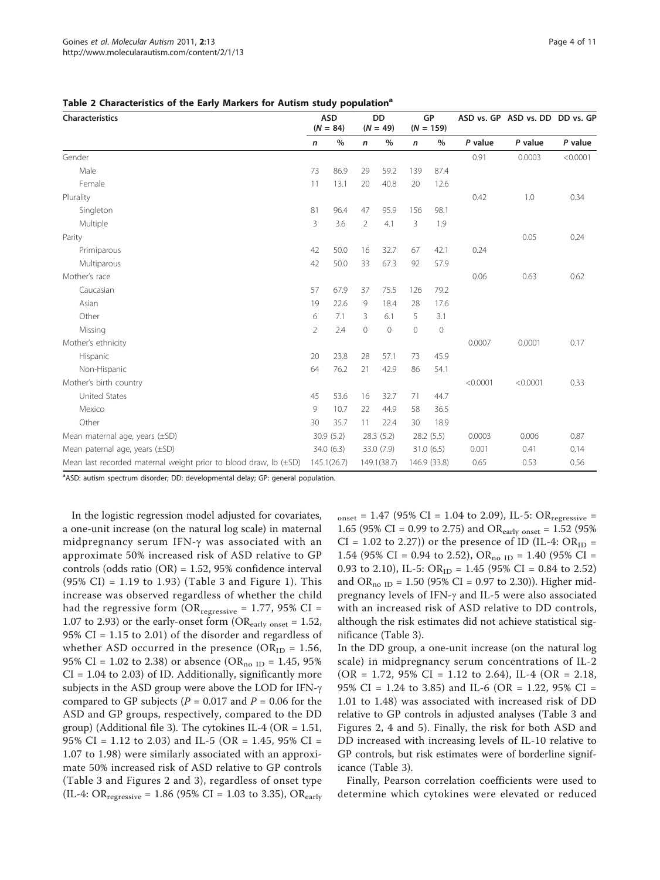**Table 2 Characteristics of the Early Markers for Autism study population[a]**

| Characteristics | ASD (N = 84) | | DD (N = 49) | | GP (N = 159) | | ASD vs. GP | ASD vs. DD | DD vs. GP |
|---|---|---|---|---|---|---|---|---|---|
| | n | % | n | % | n | % | P value | P value | P value |
| Gender | | | | | | | 0.91 | 0.0003 | <0.0001 |
| Male | 73 | 86.9 | 29 | 59.2 | 139 | 87.4 | | | |
| Female | 11 | 13.1 | 20 | 40.8 | 20 | 12.6 | | | |
| Plurality | | | | | | | 0.42 | 1.0 | 0.34 |
| Singleton | 81 | 96.4 | 47 | 95.9 | 156 | 98.1 | | | |
| Multiple | 3 | 3.6 | 2 | 4.1 | 3 | 1.9 | | | |
| Parity | | | | | | | | 0.05 | 0.24 |
| Primiparous | 42 | 50.0 | 16 | 32.7 | 67 | 42.1 | 0.24 | | |
| Multiparous | 42 | 50.0 | 33 | 67.3 | 92 | 57.9 | | | |
| Mother's race | | | | | | | 0.06 | 0.63 | 0.62 |
| Caucasian | 57 | 67.9 | 37 | 75.5 | 126 | 79.2 | | | |
| Asian | 19 | 22.6 | 9 | 18.4 | 28 | 17.6 | | | |
| Other | 6 | 7.1 | 3 | 6.1 | 5 | 3.1 | | | |
| Missing | 2 | 2.4 | 0 | 0 | 0 | 0 | | | |
| Mother's ethnicity | | | | | | | 0.0007 | 0.0001 | 0.17 |
| Hispanic | 20 | 23.8 | 28 | 57.1 | 73 | 45.9 | | | |
| Non-Hispanic | 64 | 76.2 | 21 | 42.9 | 86 | 54.1 | | | |
| Mother's birth country | | | | | | | <0.0001 | <0.0001 | 0.33 |
| United States | 45 | 53.6 | 16 | 32.7 | 71 | 44.7 | | | |
| Mexico | 9 | 10.7 | 22 | 44.9 | 58 | 36.5 | | | |
| Other | 30 | 35.7 | 11 | 22.4 | 30 | 18.9 | | | |
| Mean maternal age, years (±SD) | 30.9 (5.2) | | 28.3 (5.2) | | 28.2 (5.5) | | 0.0003 | 0.006 | 0.87 |
| Mean paternal age, years (±SD) | 34.0 (6.3) | | 33.0 (7.9) | | 31.0 (6.5) | | 0.001 | 0.41 | 0.14 |
| Mean last recorded maternal weight prior to blood draw, lb (±SD) | 145.1(26.7) | | 149.1(38.7) | | 146.9 (33.8) | | 0.65 | 0.53 | 0.56 |

[a]ASD: autism spectrum disorder; DD: developmental delay; GP: general population.

In the logistic regression model adjusted for covariates, a one-unit increase (on the natural log scale) in maternal midpregnancy serum IFN-γ was associated with an approximate 50% increased risk of ASD relative to GP controls (odds ratio (OR) = 1.52, 95% confidence interval (95% CI) = 1.19 to 1.93) (Table 3 and Figure 1). This increase was observed regardless of whether the child had the regressive form ($OR_{regressive}$ = 1.77, 95% CI = 1.07 to 2.93) or the early-onset form ($OR_{early\ onset}$ = 1.52, 95% CI = 1.15 to 2.01) of the disorder and regardless of whether ASD occurred in the presence ($OR_{ID}$ = 1.56, 95% CI = 1.02 to 2.38) or absence ($OR_{no\ ID}$ = 1.45, 95% CI = 1.04 to 2.03) of ID. Additionally, significantly more subjects in the ASD group were above the LOD for IFN-γ compared to GP subjects ($P = 0.017$ and $P = 0.06$ for the ASD and GP groups, respectively, compared to the DD group) (Additional file 3). The cytokines IL-4 (OR = 1.51, 95% CI = 1.12 to 2.03) and IL-5 (OR = 1.45, 95% CI = 1.07 to 1.98) were similarly associated with an approximate 50% increased risk of ASD relative to GP controls (Table 3 and Figures 2 and 3), regardless of onset type (IL-4: $OR_{regressive}$ = 1.86 (95% CI = 1.03 to 3.35), $OR_{early\ onset}$ = 1.47 (95% CI = 1.04 to 2.09), IL-5: $OR_{regressive}$ = 1.65 (95% CI = 0.99 to 2.75) and $OR_{early\ onset}$ = 1.52 (95% CI = 1.02 to 2.27)) or the presence of ID (IL-4: $OR_{ID}$ = 1.54 (95% CI = 0.94 to 2.52), $OR_{no\ ID}$ = 1.40 (95% CI = 0.93 to 2.10), IL-5: $OR_{ID}$ = 1.45 (95% CI = 0.84 to 2.52) and $OR_{no\ ID}$ = 1.50 (95% CI = 0.97 to 2.30)). Higher midpregnancy levels of IFN-γ and IL-5 were also associated with an increased risk of ASD relative to DD controls, although the risk estimates did not achieve statistical significance (Table 3).

In the DD group, a one-unit increase (on the natural log scale) in midpregnancy serum concentrations of IL-2 (OR = 1.72, 95% CI = 1.12 to 2.64), IL-4 (OR = 2.18, 95% CI = 1.24 to 3.85) and IL-6 (OR = 1.22, 95% CI = 1.01 to 1.48) was associated with increased risk of DD relative to GP controls in adjusted analyses (Table 3 and Figures 2, 4 and 5). Finally, the risk for both ASD and DD increased with increasing levels of IL-10 relative to GP controls, but risk estimates were of borderline significance (Table 3).

Finally, Pearson correlation coefficients were used to determine which cytokines were elevated or reduced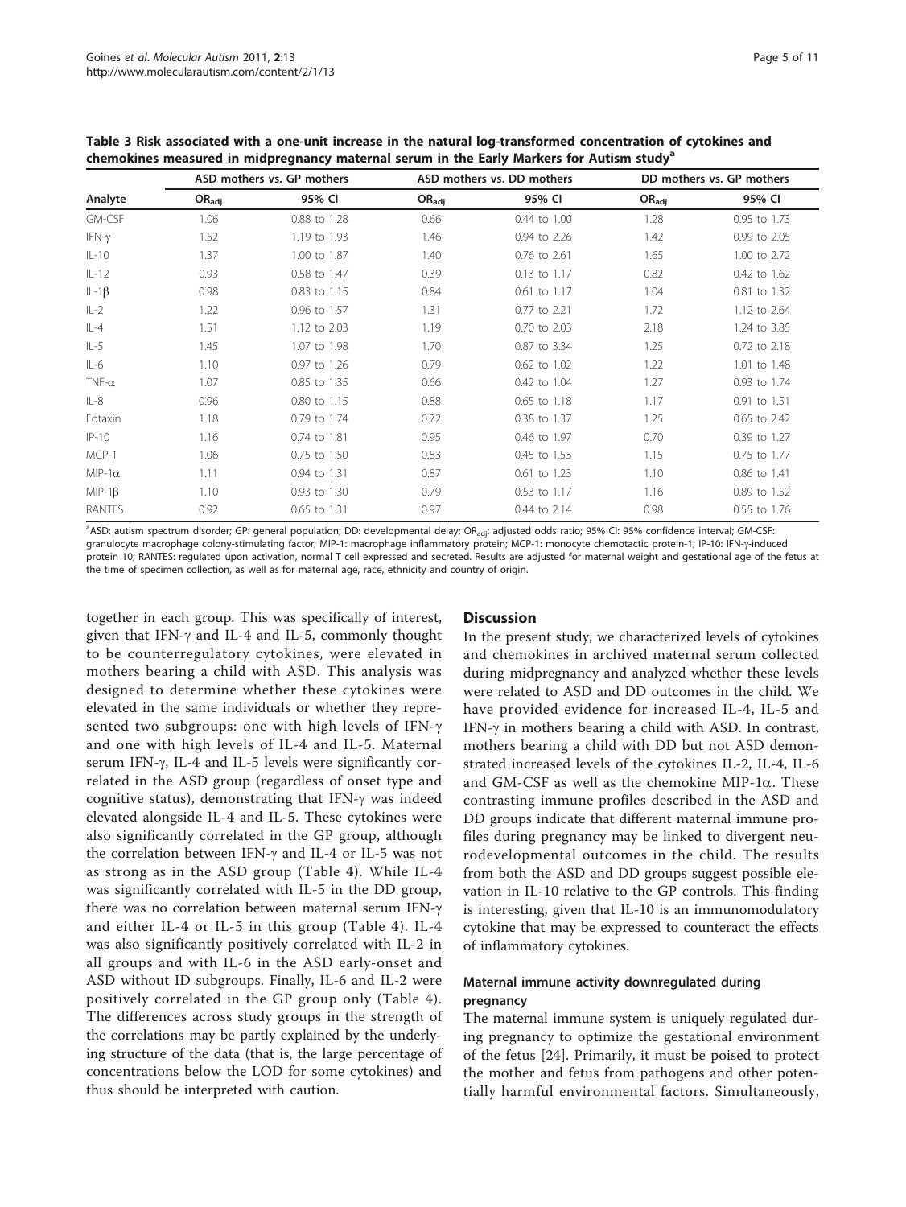**Table 3 Risk associated with a one-unit increase in the natural log-transformed concentration of cytokines and chemokines measured in midpregnancy maternal serum in the Early Markers for Autism study[a]**

| Analyte | ASD mothers vs. GP mothers | | ASD mothers vs. DD mothers | | DD mothers vs. GP mothers | |
|---|---|---|---|---|---|---|
| | $OR_{adj}$ | 95% CI | $OR_{adj}$ | 95% CI | $OR_{adj}$ | 95% CI |
| GM-CSF | 1.06 | 0.88 to 1.28 | 0.66 | 0.44 to 1.00 | 1.28 | 0.95 to 1.73 |
| IFN-γ | 1.52 | 1.19 to 1.93 | 1.46 | 0.94 to 2.26 | 1.42 | 0.99 to 2.05 |
| IL-10 | 1.37 | 1.00 to 1.87 | 1.40 | 0.76 to 2.61 | 1.65 | 1.00 to 2.72 |
| IL-12 | 0.93 | 0.58 to 1.47 | 0.39 | 0.13 to 1.17 | 0.82 | 0.42 to 1.62 |
| IL-1β | 0.98 | 0.83 to 1.15 | 0.84 | 0.61 to 1.17 | 1.04 | 0.81 to 1.32 |
| IL-2 | 1.22 | 0.96 to 1.57 | 1.31 | 0.77 to 2.21 | 1.72 | 1.12 to 2.64 |
| IL-4 | 1.51 | 1.12 to 2.03 | 1.19 | 0.70 to 2.03 | 2.18 | 1.24 to 3.85 |
| IL-5 | 1.45 | 1.07 to 1.98 | 1.70 | 0.87 to 3.34 | 1.25 | 0.72 to 2.18 |
| IL-6 | 1.10 | 0.97 to 1.26 | 0.79 | 0.62 to 1.02 | 1.22 | 1.01 to 1.48 |
| TNF-α | 1.07 | 0.85 to 1.35 | 0.66 | 0.42 to 1.04 | 1.27 | 0.93 to 1.74 |
| IL-8 | 0.96 | 0.80 to 1.15 | 0.88 | 0.65 to 1.18 | 1.17 | 0.91 to 1.51 |
| Eotaxin | 1.18 | 0.79 to 1.74 | 0.72 | 0.38 to 1.37 | 1.25 | 0.65 to 2.42 |
| IP-10 | 1.16 | 0.74 to 1.81 | 0.95 | 0.46 to 1.97 | 0.70 | 0.39 to 1.27 |
| MCP-1 | 1.06 | 0.75 to 1.50 | 0.83 | 0.45 to 1.53 | 1.15 | 0.75 to 1.77 |
| MIP-1α | 1.11 | 0.94 to 1.31 | 0.87 | 0.61 to 1.23 | 1.10 | 0.86 to 1.41 |
| MIP-1β | 1.10 | 0.93 to 1.30 | 0.79 | 0.53 to 1.17 | 1.16 | 0.89 to 1.52 |
| RANTES | 0.92 | 0.65 to 1.31 | 0.97 | 0.44 to 2.14 | 0.98 | 0.55 to 1.76 |

[a]ASD: autism spectrum disorder; GP: general population; DD: developmental delay; $OR_{adj}$: adjusted odds ratio; 95% CI: 95% confidence interval; GM-CSF: granulocyte macrophage colony-stimulating factor; MIP-1: macrophage inflammatory protein; MCP-1: monocyte chemotactic protein-1; IP-10: IFN-γ-induced protein 10; RANTES: regulated upon activation, normal T cell expressed and secreted. Results are adjusted for maternal weight and gestational age of the fetus at the time of specimen collection, as well as for maternal age, race, ethnicity and country of origin.

together in each group. This was specifically of interest, given that IFN-γ and IL-4 and IL-5, commonly thought to be counterregulatory cytokines, were elevated in mothers bearing a child with ASD. This analysis was designed to determine whether these cytokines were elevated in the same individuals or whether they represented two subgroups: one with high levels of IFN-γ and one with high levels of IL-4 and IL-5. Maternal serum IFN-γ, IL-4 and IL-5 levels were significantly correlated in the ASD group (regardless of onset type and cognitive status), demonstrating that IFN-γ was indeed elevated alongside IL-4 and IL-5. These cytokines were also significantly correlated in the GP group, although the correlation between IFN-γ and IL-4 or IL-5 was not as strong as in the ASD group (Table 4). While IL-4 was significantly correlated with IL-5 in the DD group, there was no correlation between maternal serum IFN-γ and either IL-4 or IL-5 in this group (Table 4). IL-4 was also significantly positively correlated with IL-2 in all groups and with IL-6 in the ASD early-onset and ASD without ID subgroups. Finally, IL-6 and IL-2 were positively correlated in the GP group only (Table 4). The differences across study groups in the strength of the correlations may be partly explained by the underlying structure of the data (that is, the large percentage of concentrations below the LOD for some cytokines) and thus should be interpreted with caution.

## Discussion

In the present study, we characterized levels of cytokines and chemokines in archived maternal serum collected during midpregnancy and analyzed whether these levels were related to ASD and DD outcomes in the child. We have provided evidence for increased IL-4, IL-5 and IFN-γ in mothers bearing a child with ASD. In contrast, mothers bearing a child with DD but not ASD demonstrated increased levels of the cytokines IL-2, IL-4, IL-6 and GM-CSF as well as the chemokine MIP-1α. These contrasting immune profiles described in the ASD and DD groups indicate that different maternal immune profiles during pregnancy may be linked to divergent neurodevelopmental outcomes in the child. The results from both the ASD and DD groups suggest possible elevation in IL-10 relative to the GP controls. This finding is interesting, given that IL-10 is an immunomodulatory cytokine that may be expressed to counteract the effects of inflammatory cytokines.

### Maternal immune activity downregulated during pregnancy

The maternal immune system is uniquely regulated during pregnancy to optimize the gestational environment of the fetus [24]. Primarily, it must be poised to protect the mother and fetus from pathogens and other potentially harmful environmental factors. Simultaneously,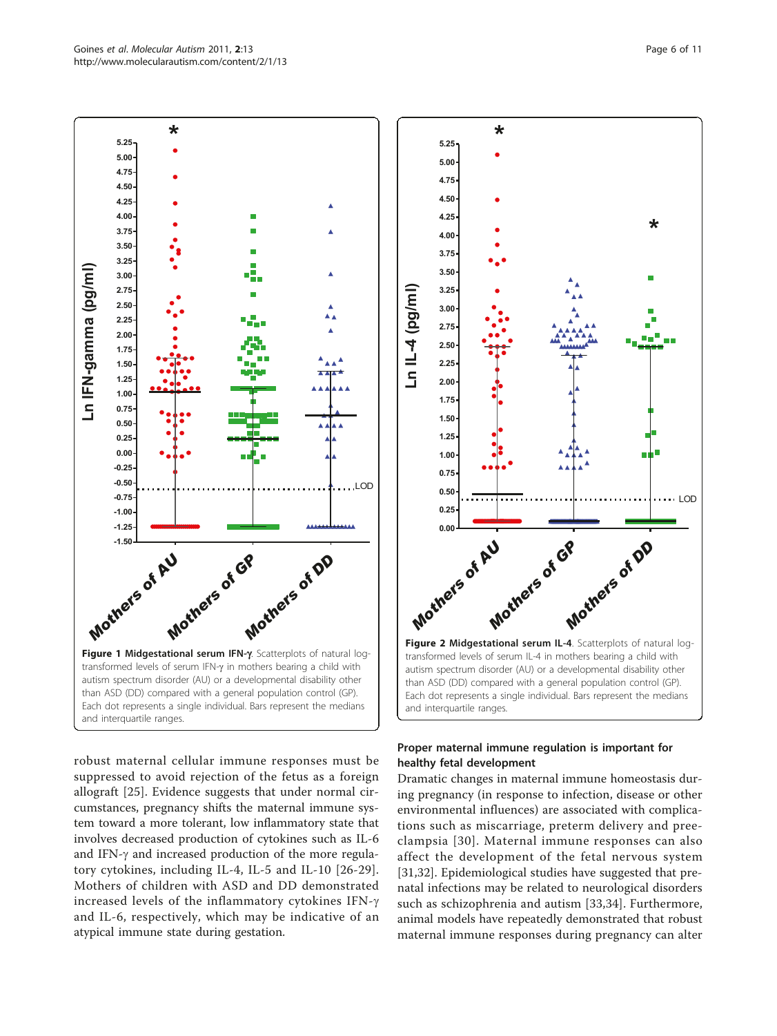**Figure 1 Midgestational serum IFN-γ**. Scatterplots of natural log-transformed levels of serum IFN-γ in mothers bearing a child with autism spectrum disorder (AU) or a developmental disability other than ASD (DD) compared with a general population control (GP). Each dot represents a single individual. Bars represent the medians and interquartile ranges.

**Figure 2 Midgestational serum IL-4**. Scatterplots of natural log-transformed levels of serum IL-4 in mothers bearing a child with autism spectrum disorder (AU) or a developmental disability other than ASD (DD) compared with a general population control (GP). Each dot represents a single individual. Bars represent the medians and interquartile ranges.

robust maternal cellular immune responses must be suppressed to avoid rejection of the fetus as a foreign allograft [25]. Evidence suggests that under normal circumstances, pregnancy shifts the maternal immune system toward a more tolerant, low inflammatory state that involves decreased production of cytokines such as IL-6 and IFN-γ and increased production of the more regulatory cytokines, including IL-4, IL-5 and IL-10 [26-29]. Mothers of children with ASD and DD demonstrated increased levels of the inflammatory cytokines IFN-γ and IL-6, respectively, which may be indicative of an atypical immune state during gestation.

## Proper maternal immune regulation is important for healthy fetal development

Dramatic changes in maternal immune homeostasis during pregnancy (in response to infection, disease or other environmental influences) are associated with complications such as miscarriage, preterm delivery and preeclampsia [30]. Maternal immune responses can also affect the development of the fetal nervous system [31,32]. Epidemiological studies have suggested that prenatal infections may be related to neurological disorders such as schizophrenia and autism [33,34]. Furthermore, animal models have repeatedly demonstrated that robust maternal immune responses during pregnancy can alter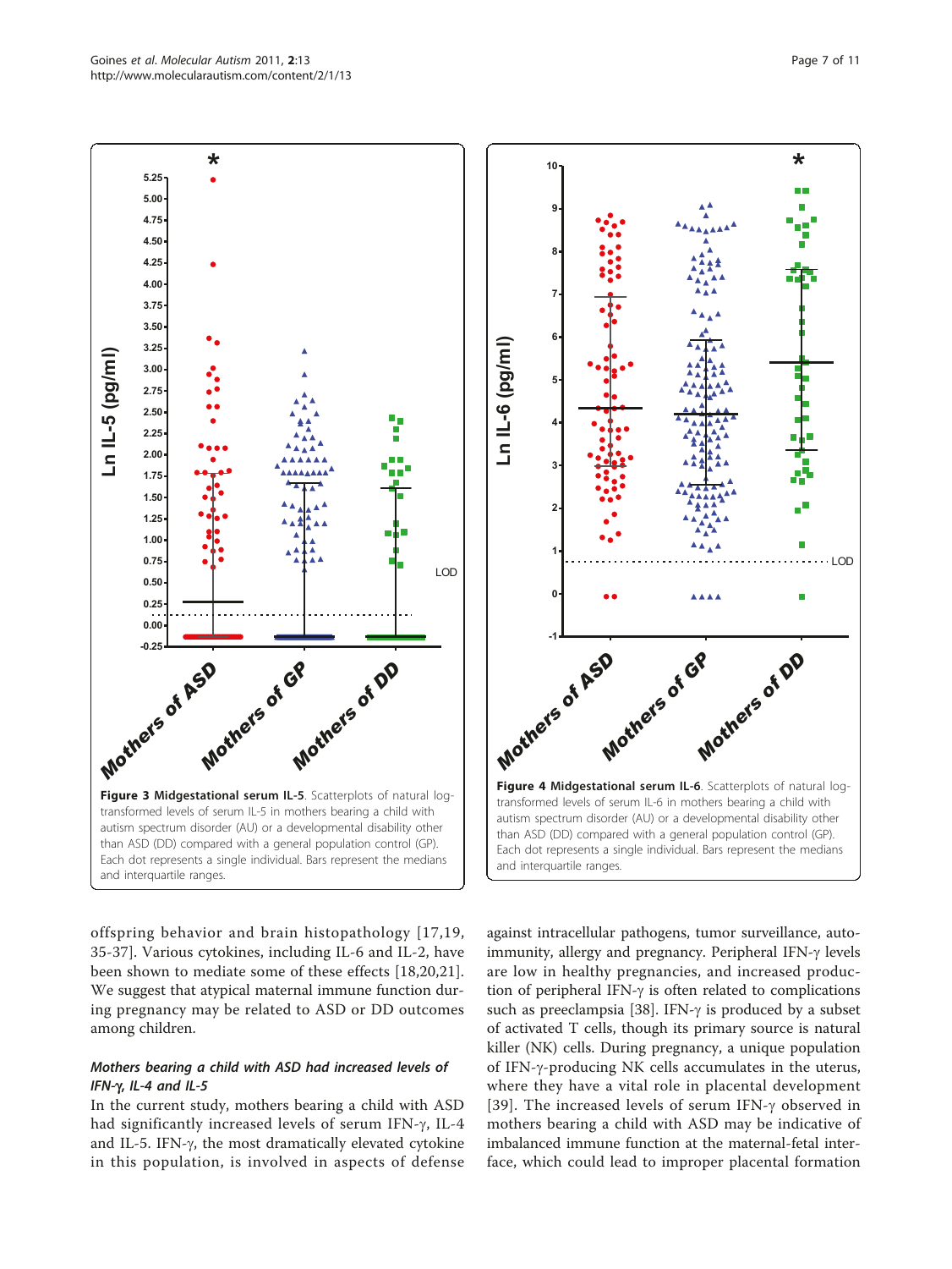**Figure 3 Midgestational serum IL-5**. Scatterplots of natural log-transformed levels of serum IL-5 in mothers bearing a child with autism spectrum disorder (AU) or a developmental disability other than ASD (DD) compared with a general population control (GP). Each dot represents a single individual. Bars represent the medians and interquartile ranges.

**Figure 4 Midgestational serum IL-6**. Scatterplots of natural log-transformed levels of serum IL-6 in mothers bearing a child with autism spectrum disorder (AU) or a developmental disability other than ASD (DD) compared with a general population control (GP). Each dot represents a single individual. Bars represent the medians and interquartile ranges.

offspring behavior and brain histopathology [17,19, 35-37]. Various cytokines, including IL-6 and IL-2, have been shown to mediate some of these effects [18,20,21]. We suggest that atypical maternal immune function during pregnancy may be related to ASD or DD outcomes among children.

### *Mothers bearing a child with ASD had increased levels of IFN-γ, IL-4 and IL-5*

In the current study, mothers bearing a child with ASD had significantly increased levels of serum IFN-γ, IL-4 and IL-5. IFN-γ, the most dramatically elevated cytokine in this population, is involved in aspects of defense against intracellular pathogens, tumor surveillance, autoimmunity, allergy and pregnancy. Peripheral IFN-γ levels are low in healthy pregnancies, and increased production of peripheral IFN-γ is often related to complications such as preeclampsia [38]. IFN-γ is produced by a subset of activated T cells, though its primary source is natural killer (NK) cells. During pregnancy, a unique population of IFN-γ-producing NK cells accumulates in the uterus, where they have a vital role in placental development [39]. The increased levels of serum IFN-γ observed in mothers bearing a child with ASD may be indicative of imbalanced immune function at the maternal-fetal interface, which could lead to improper placental formation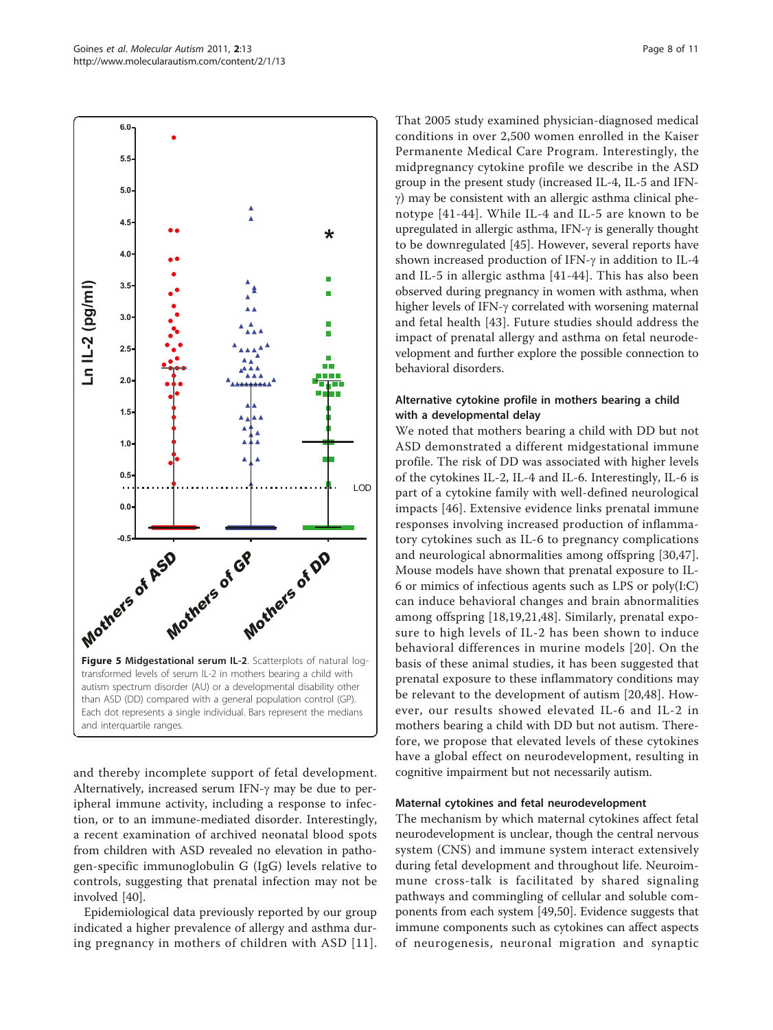**Figure 5 Midgestational serum IL-2**. Scatterplots of natural log-transformed levels of serum IL-2 in mothers bearing a child with autism spectrum disorder (AU) or a developmental disability other than ASD (DD) compared with a general population control (GP). Each dot represents a single individual. Bars represent the medians and interquartile ranges.

and thereby incomplete support of fetal development. Alternatively, increased serum IFN-γ may be due to peripheral immune activity, including a response to infection, or to an immune-mediated disorder. Interestingly, a recent examination of archived neonatal blood spots from children with ASD revealed no elevation in pathogen-specific immunoglobulin G (IgG) levels relative to controls, suggesting that prenatal infection may not be involved [40].

Epidemiological data previously reported by our group indicated a higher prevalence of allergy and asthma during pregnancy in mothers of children with ASD [11]. That 2005 study examined physician-diagnosed medical conditions in over 2,500 women enrolled in the Kaiser Permanente Medical Care Program. Interestingly, the midpregnancy cytokine profile we describe in the ASD group in the present study (increased IL-4, IL-5 and IFN-γ) may be consistent with an allergic asthma clinical phenotype [41-44]. While IL-4 and IL-5 are known to be upregulated in allergic asthma, IFN-γ is generally thought to be downregulated [45]. However, several reports have shown increased production of IFN-γ in addition to IL-4 and IL-5 in allergic asthma [41-44]. This has also been observed during pregnancy in women with asthma, when higher levels of IFN-γ correlated with worsening maternal and fetal health [43]. Future studies should address the impact of prenatal allergy and asthma on fetal neurodevelopment and further explore the possible connection to behavioral disorders.

### Alternative cytokine profile in mothers bearing a child with a developmental delay

We noted that mothers bearing a child with DD but not ASD demonstrated a different midgestational immune profile. The risk of DD was associated with higher levels of the cytokines IL-2, IL-4 and IL-6. Interestingly, IL-6 is part of a cytokine family with well-defined neurological impacts [46]. Extensive evidence links prenatal immune responses involving increased production of inflammatory cytokines such as IL-6 to pregnancy complications and neurological abnormalities among offspring [30,47]. Mouse models have shown that prenatal exposure to IL-6 or mimics of infectious agents such as LPS or poly(I:C) can induce behavioral changes and brain abnormalities among offspring [18,19,21,48]. Similarly, prenatal exposure to high levels of IL-2 has been shown to induce behavioral differences in murine models [20]. On the basis of these animal studies, it has been suggested that prenatal exposure to these inflammatory conditions may be relevant to the development of autism [20,48]. However, our results showed elevated IL-6 and IL-2 in mothers bearing a child with DD but not autism. Therefore, we propose that elevated levels of these cytokines have a global effect on neurodevelopment, resulting in cognitive impairment but not necessarily autism.

### Maternal cytokines and fetal neurodevelopment

The mechanism by which maternal cytokines affect fetal neurodevelopment is unclear, though the central nervous system (CNS) and immune system interact extensively during fetal development and throughout life. Neuroimmune cross-talk is facilitated by shared signaling pathways and commingling of cellular and soluble components from each system [49,50]. Evidence suggests that immune components such as cytokines can affect aspects of neurogenesis, neuronal migration and synaptic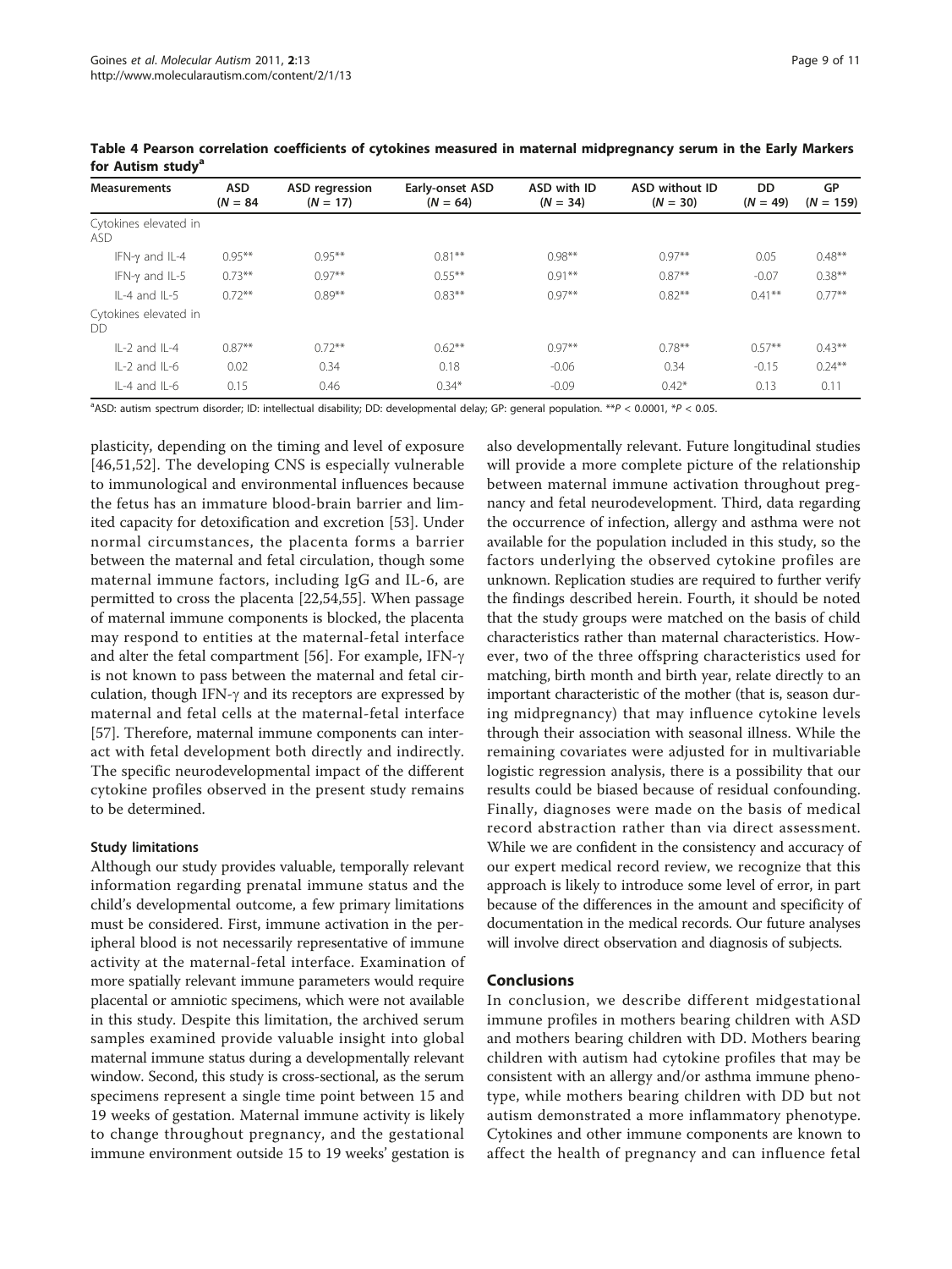**Table 4 Pearson correlation coefficients of cytokines measured in maternal midpregnancy serum in the Early Markers for Autism study[a]**

| Measurements | ASD ($N$ = 84 | ASD regression ($N$ = 17) | Early-onset ASD ($N$ = 64) | ASD with ID ($N$ = 34) | ASD without ID ($N$ = 30) | DD ($N$ = 49) | GP ($N$ = 159) |
|---|---|---|---|---|---|---|---|
| Cytokines elevated in ASD | | | | | | | |
| IFN-γ and IL-4 | 0.95** | 0.95** | 0.81** | 0.98** | 0.97** | 0.05 | 0.48** |
| IFN-γ and IL-5 | 0.73** | 0.97** | 0.55** | 0.91** | 0.87** | -0.07 | 0.38** |
| IL-4 and IL-5 | 0.72** | 0.89** | 0.83** | 0.97** | 0.82** | 0.41** | 0.77** |
| Cytokines elevated in DD | | | | | | | |
| IL-2 and IL-4 | 0.87** | 0.72** | 0.62** | 0.97** | 0.78** | 0.57** | 0.43** |
| IL-2 and IL-6 | 0.02 | 0.34 | 0.18 | -0.06 | 0.34 | -0.15 | 0.24** |
| IL-4 and IL-6 | 0.15 | 0.46 | 0.34* | -0.09 | 0.42* | 0.13 | 0.11 |

[a]ASD: autism spectrum disorder; ID: intellectual disability; DD: developmental delay; GP: general population. ** $P$ < 0.0001, * $P$ < 0.05.

plasticity, depending on the timing and level of exposure [46,51,52]. The developing CNS is especially vulnerable to immunological and environmental influences because the fetus has an immature blood-brain barrier and limited capacity for detoxification and excretion [53]. Under normal circumstances, the placenta forms a barrier between the maternal and fetal circulation, though some maternal immune factors, including IgG and IL-6, are permitted to cross the placenta [22,54,55]. When passage of maternal immune components is blocked, the placenta may respond to entities at the maternal-fetal interface and alter the fetal compartment [56]. For example, IFN-γ is not known to pass between the maternal and fetal circulation, though IFN-γ and its receptors are expressed by maternal and fetal cells at the maternal-fetal interface [57]. Therefore, maternal immune components can interact with fetal development both directly and indirectly. The specific neurodevelopmental impact of the different cytokine profiles observed in the present study remains to be determined.

### Study limitations

Although our study provides valuable, temporally relevant information regarding prenatal immune status and the child's developmental outcome, a few primary limitations must be considered. First, immune activation in the peripheral blood is not necessarily representative of immune activity at the maternal-fetal interface. Examination of more spatially relevant immune parameters would require placental or amniotic specimens, which were not available in this study. Despite this limitation, the archived serum samples examined provide valuable insight into global maternal immune status during a developmentally relevant window. Second, this study is cross-sectional, as the serum specimens represent a single time point between 15 and 19 weeks of gestation. Maternal immune activity is likely to change throughout pregnancy, and the gestational immune environment outside 15 to 19 weeks' gestation is also developmentally relevant. Future longitudinal studies will provide a more complete picture of the relationship between maternal immune activation throughout pregnancy and fetal neurodevelopment. Third, data regarding the occurrence of infection, allergy and asthma were not available for the population included in this study, so the factors underlying the observed cytokine profiles are unknown. Replication studies are required to further verify the findings described herein. Fourth, it should be noted that the study groups were matched on the basis of child characteristics rather than maternal characteristics. However, two of the three offspring characteristics used for matching, birth month and birth year, relate directly to an important characteristic of the mother (that is, season during midpregnancy) that may influence cytokine levels through their association with seasonal illness. While the remaining covariates were adjusted for in multivariable logistic regression analysis, there is a possibility that our results could be biased because of residual confounding. Finally, diagnoses were made on the basis of medical record abstraction rather than via direct assessment. While we are confident in the consistency and accuracy of our expert medical record review, we recognize that this approach is likely to introduce some level of error, in part because of the differences in the amount and specificity of documentation in the medical records. Our future analyses will involve direct observation and diagnosis of subjects.

## Conclusions

In conclusion, we describe different midgestational immune profiles in mothers bearing children with ASD and mothers bearing children with DD. Mothers bearing children with autism had cytokine profiles that may be consistent with an allergy and/or asthma immune phenotype, while mothers bearing children with DD but not autism demonstrated a more inflammatory phenotype. Cytokines and other immune components are known to affect the health of pregnancy and can influence fetal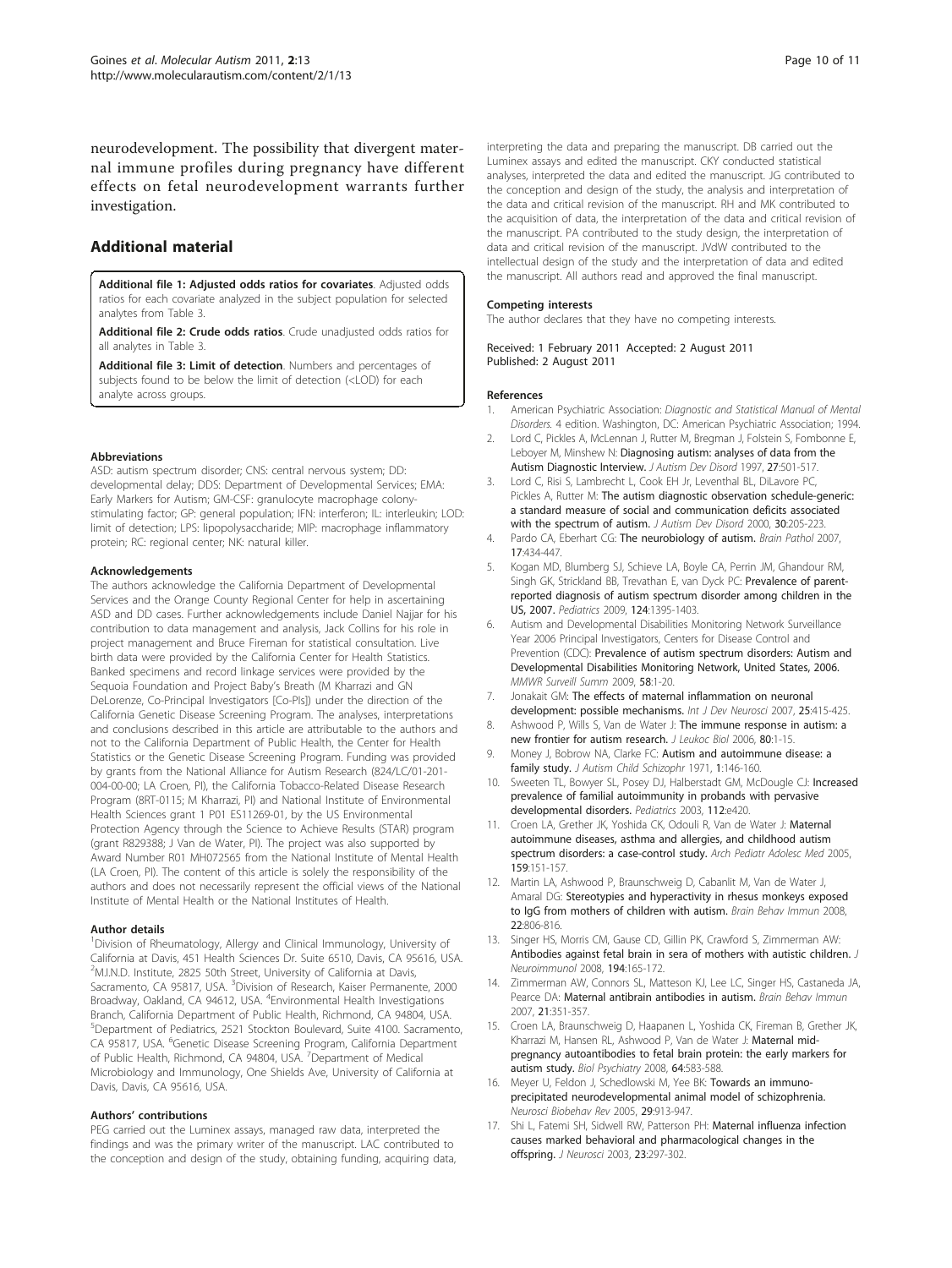neurodevelopment. The possibility that divergent maternal immune profiles during pregnancy have different effects on fetal neurodevelopment warrants further investigation.

## Additional material

**Additional file 1: Adjusted odds ratios for covariates**. Adjusted odds ratios for each covariate analyzed in the subject population for selected analytes from Table 3.

**Additional file 2: Crude odds ratios**. Crude unadjusted odds ratios for all analytes in Table 3.

**Additional file 3: Limit of detection**. Numbers and percentages of subjects found to be below the limit of detection (<LOD) for each analyte across groups.

#### Abbreviations

ASD: autism spectrum disorder; CNS: central nervous system; DD: developmental delay; DDS: Department of Developmental Services; EMA: Early Markers for Autism; GM-CSF: granulocyte macrophage colony-stimulating factor; GP: general population; IFN: interferon; IL: interleukin; LOD: limit of detection; LPS: lipopolysaccharide; MIP: macrophage inflammatory protein; RC: regional center; NK: natural killer.

#### Acknowledgements

The authors acknowledge the California Department of Developmental Services and the Orange County Regional Center for help in ascertaining ASD and DD cases. Further acknowledgements include Daniel Najjar for his contribution to data management and analysis, Jack Collins for his role in project management and Bruce Fireman for statistical consultation. Live birth data were provided by the California Center for Health Statistics. Banked specimens and record linkage services were provided by the Sequoia Foundation and Project Baby's Breath (M Kharrazi and GN DeLorenze, Co-Principal Investigators [Co-PIs]) under the direction of the California Genetic Disease Screening Program. The analyses, interpretations and conclusions described in this article are attributable to the authors and not to the California Department of Public Health, the Center for Health Statistics or the Genetic Disease Screening Program. Funding was provided by grants from the National Alliance for Autism Research (824/LC/01-201-004-00-00; LA Croen, PI), the California Tobacco-Related Disease Research Program (8RT-0115; M Kharrazi, PI) and National Institute of Environmental Health Sciences grant 1 P01 ES11269-01, by the US Environmental Protection Agency through the Science to Achieve Results (STAR) program (grant R829388; J Van de Water, PI). The project was also supported by Award Number R01 MH072565 from the National Institute of Mental Health (LA Croen, PI). The content of this article is solely the responsibility of the authors and does not necessarily represent the official views of the National Institute of Mental Health or the National Institutes of Health.

#### Author details

[1]Division of Rheumatology, Allergy and Clinical Immunology, University of California at Davis, 451 Health Sciences Dr. Suite 6510, Davis, CA 95616, USA. [2]M.I.N.D. Institute, 2825 50th Street, University of California at Davis, Sacramento, CA 95817, USA. [3]Division of Research, Kaiser Permanente, 2000 Broadway, Oakland, CA 94612, USA. [4]Environmental Health Investigations Branch, California Department of Public Health, Richmond, CA 94804, USA. [5]Department of Pediatrics, 2521 Stockton Boulevard, Suite 4100. Sacramento, CA 95817, USA. [6]Genetic Disease Screening Program, California Department of Public Health, Richmond, CA 94804, USA. [7]Department of Medical Microbiology and Immunology, One Shields Ave, University of California at Davis, Davis, CA 95616, USA.

#### Authors' contributions

PEG carried out the Luminex assays, managed raw data, interpreted the findings and was the primary writer of the manuscript. LAC contributed to the conception and design of the study, obtaining funding, acquiring data, interpreting the data and preparing the manuscript. DB carried out the Luminex assays and edited the manuscript. CKY conducted statistical analyses, interpreted the data and edited the manuscript. JG contributed to the conception and design of the study, the analysis and interpretation of the data and critical revision of the manuscript. RH and MK contributed to the acquisition of data, the interpretation of the data and critical revision of the manuscript. PA contributed to the study design, the interpretation of data and critical revision of the manuscript. JVdW contributed to the intellectual design of the study and the interpretation of data and edited the manuscript. All authors read and approved the final manuscript.

#### Competing interests

The author declares that they have no competing interests.

Received: 1 February 2011 Accepted: 2 August 2011
Published: 2 August 2011

#### References

1. American Psychiatric Association: *Diagnostic and Statistical Manual of Mental Disorders.* 4 edition. Washington, DC: American Psychiatric Association; 1994.
2. Lord C, Pickles A, McLennan J, Rutter M, Bregman J, Folstein S, Fombonne E, Leboyer M, Minshew N: **Diagnosing autism: analyses of data from the Autism Diagnostic Interview.** *J Autism Dev Disord* 1997, **27**:501-517.
3. Lord C, Risi S, Lambrecht L, Cook EH Jr, Leventhal BL, DiLavore PC, Pickles A, Rutter M: **The autism diagnostic observation schedule-generic: a standard measure of social and communication deficits associated with the spectrum of autism.** *J Autism Dev Disord* 2000, **30**:205-223.
4. Pardo CA, Eberhart CG: **The neurobiology of autism.** *Brain Pathol* 2007, **17**:434-447.
5. Kogan MD, Blumberg SJ, Schieve LA, Boyle CA, Perrin JM, Ghandour RM, Singh GK, Strickland BB, Trevathan E, van Dyck PC: **Prevalence of parent-reported diagnosis of autism spectrum disorder among children in the US, 2007.** *Pediatrics* 2009, **124**:1395-1403.
6. Autism and Developmental Disabilities Monitoring Network Surveillance Year 2006 Principal Investigators, Centers for Disease Control and Prevention (CDC): **Prevalence of autism spectrum disorders: Autism and Developmental Disabilities Monitoring Network, United States, 2006.** *MMWR Surveill Summ* 2009, **58**:1-20.
7. Jonakait GM: **The effects of maternal inflammation on neuronal development: possible mechanisms.** *Int J Dev Neurosci* 2007, **25**:415-425.
8. Ashwood P, Wills S, Van de Water J: **The immune response in autism: a new frontier for autism research.** *J Leukoc Biol* 2006, **80**:1-15.
9. Money J, Bobrow NA, Clarke FC: **Autism and autoimmune disease: a family study.** *J Autism Child Schizophr* 1971, **1**:146-160.
10. Sweeten TL, Bowyer SL, Posey DJ, Halberstadt GM, McDougle CJ: **Increased prevalence of familial autoimmunity in probands with pervasive developmental disorders.** *Pediatrics* 2003, **112**:e420.
11. Croen LA, Grether JK, Yoshida CK, Odouli R, Van de Water J: **Maternal autoimmune diseases, asthma and allergies, and childhood autism spectrum disorders: a case-control study.** *Arch Pediatr Adolesc Med* 2005, **159**:151-157.
12. Martin LA, Ashwood P, Braunschweig D, Cabanlit M, Van de Water J, Amaral DG: **Stereotypies and hyperactivity in rhesus monkeys exposed to IgG from mothers of children with autism.** *Brain Behav Immun* 2008, **22**:806-816.
13. Singer HS, Morris CM, Gause CD, Gillin PK, Crawford S, Zimmerman AW: **Antibodies against fetal brain in sera of mothers with autistic children.** *J Neuroimmunol* 2008, **194**:165-172.
14. Zimmerman AW, Connors SL, Matteson KJ, Lee LC, Singer HS, Castaneda JA, Pearce DA: **Maternal antibrain antibodies in autism.** *Brain Behav Immun* 2007, **21**:351-357.
15. Croen LA, Braunschweig D, Haapanen L, Yoshida CK, Fireman B, Grether JK, Kharrazi M, Hansen RL, Ashwood P, Van de Water J: **Maternal mid-pregnancy autoantibodies to fetal brain protein: the early markers for autism study.** *Biol Psychiatry* 2008, **64**:583-588.
16. Meyer U, Feldon J, Schedlowski M, Yee BK: **Towards an immuno-precipitated neurodevelopmental animal model of schizophrenia.** *Neurosci Biobehav Rev* 2005, **29**:913-947.
17. Shi L, Fatemi SH, Sidwell RW, Patterson PH: **Maternal influenza infection causes marked behavioral and pharmacological changes in the offspring.** *J Neurosci* 2003, **23**:297-302.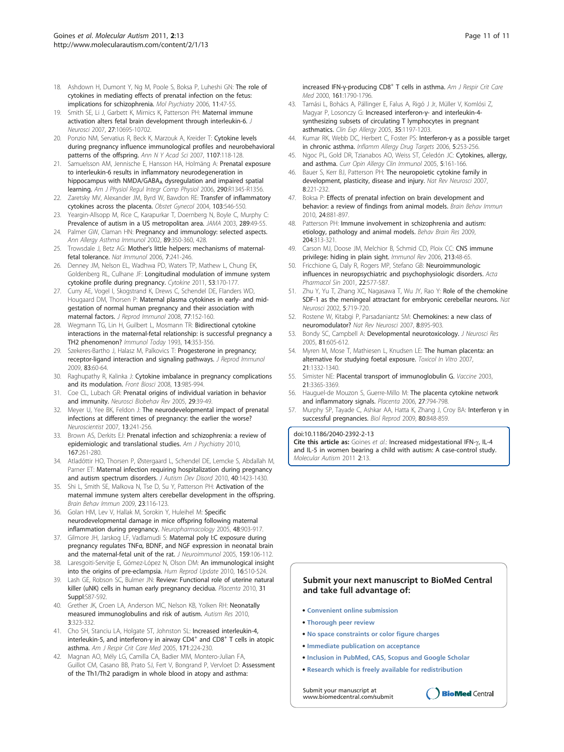18. Ashdown H, Dumont Y, Ng M, Poole S, Boksa P, Luheshi GN: **The role of cytokines in mediating effects of prenatal infection on the fetus: implications for schizophrenia.** *Mol Psychiatry* 2006, **11**:47-55.
19. Smith SE, Li J, Garbett K, Mirnics K, Patterson PH: **Maternal immune activation alters fetal brain development through interleukin-6.** *J Neurosci* 2007, **27**:10695-10702.
20. Ponzio NM, Servatius R, Beck K, Marzouk A, Kreider T: **Cytokine levels during pregnancy influence immunological profiles and neurobehavioral patterns of the offspring.** *Ann N Y Acad Sci* 2007, **1107**:118-128.
21. Samuelsson AM, Jennische E, Hansson HA, Holmäng A: **Prenatal exposure to interleukin-6 results in inflammatory neurodegeneration in hippocampus with NMDA/GABA$_A$ dysregulation and impaired spatial learning.** *Am J Physiol Regul Integr Comp Physiol* 2006, **290**:R1345-R1356.
22. Zaretsky MV, Alexander JM, Byrd W, Bawdon RE: **Transfer of inflammatory cytokines across the placenta.** *Obstet Gynecol* 2004, **103**:546-550.
23. Yeargin-Allsopp M, Rice C, Karapurkar T, Doernberg N, Boyle C, Murphy C: **Prevalence of autism in a US metropolitan area.** *JAMA* 2003, **289**:49-55.
24. Palmer GW, Claman HN: **Pregnancy and immunology: selected aspects.** *Ann Allergy Asthma Immunol* 2002, **89**:350-360, 428.
25. Trowsdale J, Betz AG: **Mother's little helpers: mechanisms of maternal-fetal tolerance.** *Nat Immunol* 2006, **7**:241-246.
26. Denney JM, Nelson EL, Wadhwa PD, Waters TP, Mathew L, Chung EK, Goldenberg RL, Culhane JF: **Longitudinal modulation of immune system cytokine profile during pregnancy.** *Cytokine* 2011, **53**:170-177.
27. Curry AE, Vogel I, Skogstrand K, Drews C, Schendel DE, Flanders WD, Hougaard DM, Thorsen P: **Maternal plasma cytokines in early- and mid-gestation of normal human pregnancy and their association with maternal factors.** *J Reprod Immunol* 2008, **77**:152-160.
28. Wegmann TG, Lin H, Guilbert L, Mosmann TR: **Bidirectional cytokine interactions in the maternal-fetal relationship: is successful pregnancy a TH2 phenomenon?** *Immunol Today* 1993, **14**:353-356.
29. Szekeres-Bartho J, Halasz M, Palkovics T: **Progesterone in pregnancy; receptor-ligand interaction and signaling pathways.** *J Reprod Immunol* 2009, **83**:60-64.
30. Raghupathy R, Kalinka J: **Cytokine imbalance in pregnancy complications and its modulation.** *Front Biosci* 2008, **13**:985-994.
31. Coe CL, Lubach GR: **Prenatal origins of individual variation in behavior and immunity.** *Neurosci Biobehav Rev* 2005, **29**:39-49.
32. Meyer U, Yee BK, Feldon J: **The neurodevelopmental impact of prenatal infections at different times of pregnancy: the earlier the worse?** *Neuroscientist* 2007, **13**:241-256.
33. Brown AS, Derkits EJ: **Prenatal infection and schizophrenia: a review of epidemiologic and translational studies.** *Am J Psychiatry* 2010, **167**:261-280.
34. Atladóttir HO, Thorsen P, Østergaard L, Schendel DE, Lemcke S, Abdallah M, Parner ET: **Maternal infection requiring hospitalization during pregnancy and autism spectrum disorders.** *J Autism Dev Disord* 2010, **40**:1423-1430.
35. Shi L, Smith SE, Malkova N, Tse D, Su Y, Patterson PH: **Activation of the maternal immune system alters cerebellar development in the offspring.** *Brain Behav Immun* 2009, **23**:116-123.
36. Golan HM, Lev V, Hallak M, Sorokin Y, Huleihel M: **Specific neurodevelopmental damage in mice offspring following maternal inflammation during pregnancy.** *Neuropharmacology* 2005, **48**:903-917.
37. Gilmore JH, Jarskog LF, Vadlamudi S: **Maternal poly I:C exposure during pregnancy regulates TNFα, BDNF, and NGF expression in neonatal brain and the maternal-fetal unit of the rat.** *J Neuroimmunol* 2005, **159**:106-112.
38. Laresgoiti-Servitje E, Gómez-López N, Olson DM: **An immunological insight into the origins of pre-eclampsia.** *Hum Reprod Update* 2010, **16**:510-524.
39. Lash GE, Robson SC, Bulmer JN: **Review: Functional role of uterine natural killer (uNK) cells in human early pregnancy decidua.** *Placenta* 2010, **31** Suppl:S87-S92.
40. Grether JK, Croen LA, Anderson MC, Nelson KB, Yolken RH: **Neonatally measured immunoglobulins and risk of autism.** *Autism Res* 2010, **3**:323-332.
41. Cho SH, Stanciu LA, Holgate ST, Johnston SL: **Increased interleukin-4, interleukin-5, and interferon-γ in airway CD4$^+$ and CD8$^+$ T cells in atopic asthma.** *Am J Respir Crit Care Med* 2005, **171**:224-230.
42. Magnan AO, Mély LG, Camilla CA, Badier MM, Montero-Julian FA, Guillot CM, Casano BB, Prato SJ, Fert V, Bongrand P, Vervloet D: **Assessment of the Th1/Th2 paradigm in whole blood in atopy and asthma: increased IFN-γ-producing CD8$^+$ T cells in asthma.** *Am J Respir Crit Care Med* 2000, **161**:1790-1796.
43. Tamási L, Bohács A, Pállinger E, Falus A, Rigó J Jr, Müller V, Komlósi Z, Magyar P, Losonczy G: **Increased interferon-γ- and interleukin-4-synthesizing subsets of circulating T lymphocytes in pregnant asthmatics.** *Clin Exp Allergy* 2005, **35**:1197-1203.
44. Kumar RK, Webb DC, Herbert C, Foster PS: **Interferon-γ as a possible target in chronic asthma.** *Inflamm Allergy Drug Targets* 2006, **5**:253-256.
45. Ngoc PL, Gold DR, Tzianabos AO, Weiss ST, Celedón JC: **Cytokines, allergy, and asthma.** *Curr Opin Allergy Clin Immunol* 2005, **5**:161-166.
46. Bauer S, Kerr BJ, Patterson PH: **The neuropoietic cytokine family in development, plasticity, disease and injury.** *Nat Rev Neurosci* 2007, **8**:221-232.
47. Boksa P: **Effects of prenatal infection on brain development and behavior: a review of findings from animal models.** *Brain Behav Immun* 2010, **24**:881-897.
48. Patterson PH: **Immune involvement in schizophrenia and autism: etiology, pathology and animal models.** *Behav Brain Res* 2009, **204**:313-321.
49. Carson MJ, Doose JM, Melchior B, Schmid CD, Ploix CC: **CNS immune privilege: hiding in plain sight.** *Immunol Rev* 2006, **213**:48-65.
50. Fricchione G, Daly R, Rogers MP, Stefano GB: **Neuroimmunologic influences in neuropsychiatric and psychophysiologic disorders.** *Acta Pharmacol Sin* 2001, **22**:577-587.
51. Zhu Y, Yu T, Zhang XC, Nagasawa T, Wu JY, Rao Y: **Role of the chemokine SDF-1 as the meningeal attractant for embryonic cerebellar neurons.** *Nat Neurosci* 2002, **5**:719-720.
52. Rostene W, Kitabgi P, Parsadaniantz SM: **Chemokines: a new class of neuromodulator?** *Nat Rev Neurosci* 2007, **8**:895-903.
53. Bondy SC, Campbell A: **Developmental neurotoxicology.** *J Neurosci Res* 2005, **81**:605-612.
54. Myren M, Mose T, Mathiesen L, Knudsen LE: **The human placenta: an alternative for studying foetal exposure.** *Toxicol In Vitro* 2007, **21**:1332-1340.
55. Simister NE: **Placental transport of immunoglobulin G.** *Vaccine* 2003, **21**:3365-3369.
56. Hauguel-de Mouzon S, Guerre-Millo M: **The placenta cytokine network and inflammatory signals.** *Placenta* 2006, **27**:794-798.
57. Murphy SP, Tayade C, Ashkar AA, Hatta K, Zhang J, Croy BA: **Interferon γ in successful pregnancies.** *Biol Reprod* 2009, **80**:848-859.

doi:10.1186/2040-2392-2-13
**Cite this article as:** Goines *et al.*: Increased midgestational IFN-γ, IL-4 and IL-5 in women bearing a child with autism: A case-control study. *Molecular Autism* 2011 **2**:13.

**Submit your next manuscript to BioMed Central and take full advantage of:**

- **Convenient online submission**
- **Thorough peer review**
- **No space constraints or color figure charges**
- **Immediate publication on acceptance**
- **Inclusion in PubMed, CAS, Scopus and Google Scholar**
- **Research which is freely available for redistribution**

Submit your manuscript at
www.biomedcentral.com/submit

BioMed Central